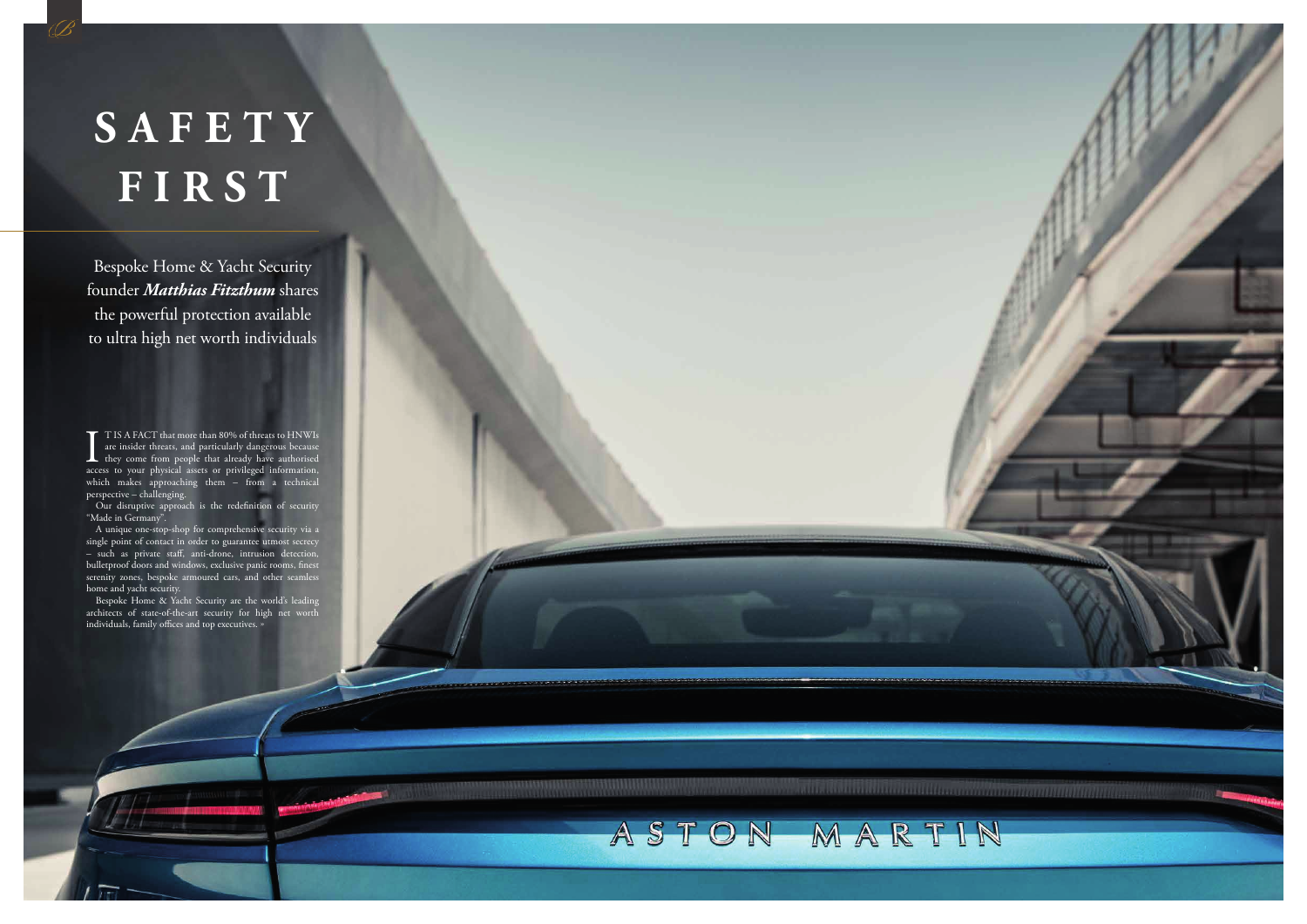# SAFETY FIRST

Bespoke Home & Yacht Security founder ***Matthias Fitzthum*** shares the powerful protection available to ultra high net worth individuals

IT IS A FACT that more than 80% of threats to HNWIs are insider threats, and particularly dangerous because they come from people that already have authorised access to your physical assets or privileged information, which makes approaching them – from a technical perspective – challenging.

Our disruptive approach is the redefinition of security "Made in Germany".

A unique one-stop-shop for comprehensive security via a single point of contact in order to guarantee utmost secrecy – such as private staff, anti-drone, intrusion detection, bulletproof doors and windows, exclusive panic rooms, finest serenity zones, bespoke armoured cars, and other seamless home and yacht security.

Bespoke Home & Yacht Security are the world's leading architects of state-of-the-art security for high net worth individuals, family offices and top executives. »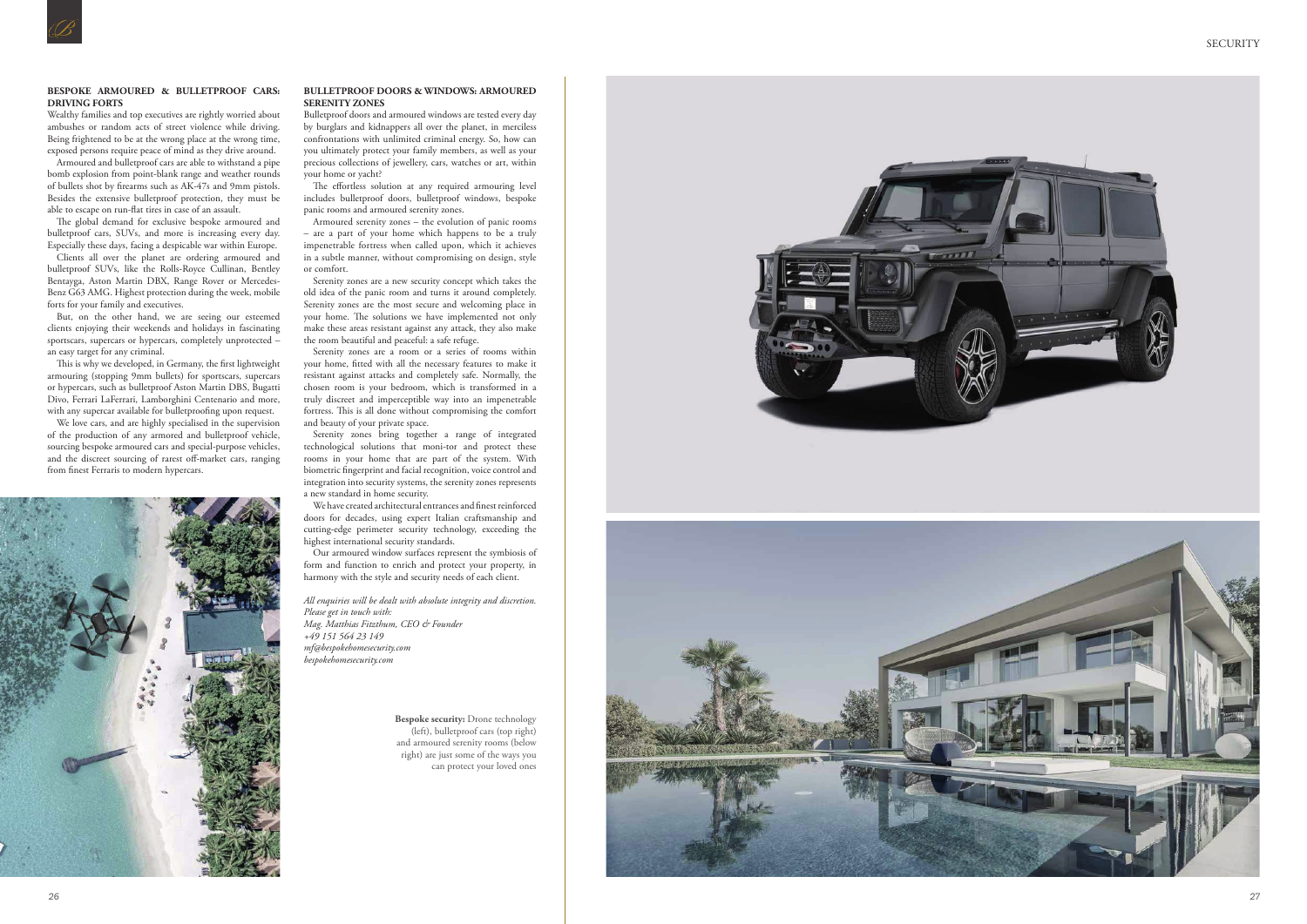## BESPOKE ARMOURED & BULLETPROOF CARS: DRIVING FORTS

Wealthy families and top executives are rightly worried about ambushes or random acts of street violence while driving. Being frightened to be at the wrong place at the wrong time, exposed persons require peace of mind as they drive around.

Armoured and bulletproof cars are able to withstand a pipe bomb explosion from point-blank range and weather rounds of bullets shot by firearms such as AK-47s and 9mm pistols. Besides the extensive bulletproof protection, they must be able to escape on run-flat tires in case of an assault.

The global demand for exclusive bespoke armoured and bulletproof cars, SUVs, and more is increasing every day. Especially these days, facing a despicable war within Europe.

Clients all over the planet are ordering armoured and bulletproof SUVs, like the Rolls-Royce Cullinan, Bentley Bentayga, Aston Martin DBX, Range Rover or Mercedes-Benz G63 AMG. Highest protection during the week, mobile forts for your family and executives.

But, on the other hand, we are seeing our esteemed clients enjoying their weekends and holidays in fascinating sportscars, supercars or hypercars, completely unprotected – an easy target for any criminal.

This is why we developed, in Germany, the first lightweight armouring (stopping 9mm bullets) for sportscars, supercars or hypercars, such as bulletproof Aston Martin DBS, Bugatti Divo, Ferrari LaFerrari, Lamborghini Centenario and more, with any supercar available for bulletproofing upon request.

We love cars, and are highly specialised in the supervision of the production of any armored and bulletproof vehicle, sourcing bespoke armoured cars and special-purpose vehicles, and the discreet sourcing of rarest off-market cars, ranging from finest Ferraris to modern hypercars.

## BULLETPROOF DOORS & WINDOWS: ARMOURED SERENITY ZONES

Bulletproof doors and armoured windows are tested every day by burglars and kidnappers all over the planet, in merciless confrontations with unlimited criminal energy. So, how can you ultimately protect your family members, as well as your precious collections of jewellery, cars, watches or art, within your home or yacht?

The effortless solution at any required armouring level includes bulletproof doors, bulletproof windows, bespoke panic rooms and armoured serenity zones.

Armoured serenity zones – the evolution of panic rooms – are a part of your home which happens to be a truly impenetrable fortress when called upon, which it achieves in a subtle manner, without compromising on design, style or comfort.

Serenity zones are a new security concept which takes the old idea of the panic room and turns it around completely. Serenity zones are the most secure and welcoming place in your home. The solutions we have implemented not only make these areas resistant against any attack, they also make the room beautiful and peaceful: a safe refuge.

Serenity zones are a room or a series of rooms within your home, fitted with all the necessary features to make it resistant against attacks and completely safe. Normally, the chosen room is your bedroom, which is transformed in a truly discreet and imperceptible way into an impenetrable fortress. This is all done without compromising the comfort and beauty of your private space.

Serenity zones bring together a range of integrated technological solutions that moni-tor and protect these rooms in your home that are part of the system. With biometric fingerprint and facial recognition, voice control and integration into security systems, the serenity zones represents a new standard in home security.

We have created architectural entrances and finest reinforced doors for decades, using expert Italian craftsmanship and cutting-edge perimeter security technology, exceeding the highest international security standards.

Our armoured window surfaces represent the symbiosis of form and function to enrich and protect your property, in harmony with the style and security needs of each client.

*All enquiries will be dealt with absolute integrity and discretion. Please get in touch with:*
*Mag. Matthias Fitzthum, CEO & Founder*
*+49 151 564 23 149*
*mf@bespokehomesecurity.com*
*bespokehomesecurity.com*

**Bespoke security:** Drone technology (left), bulletproof cars (top right) and armoured serenity rooms (below right) are just some of the ways you can protect your loved ones